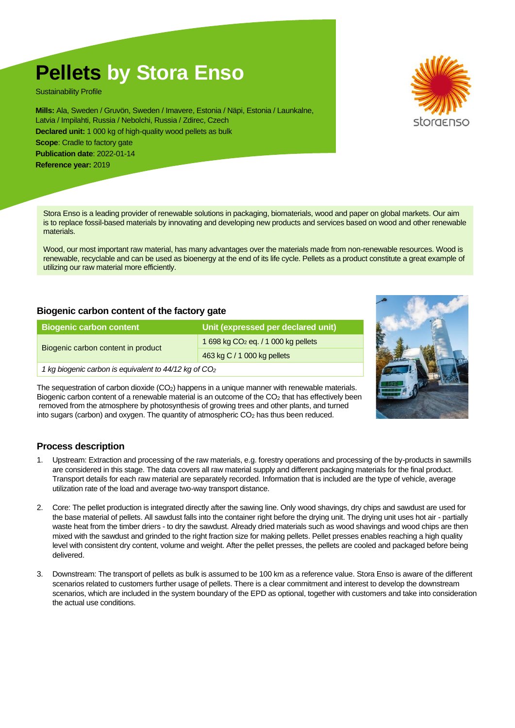# Pellets by Stora Enso

Sustainability Profile

**Mills:** Ala, Sweden / Gruvön, Sweden / Imavere, Estonia / Näpi, Estonia / Launkalne, Latvia / Impilahti, Russia / Nebolchi, Russia / Zdirec, Czech
**Declared unit:** 1 000 kg of high-quality wood pellets as bulk
**Scope**: Cradle to factory gate
**Publication date**: 2022-01-14
**Reference year:** 2019

Stora Enso is a leading provider of renewable solutions in packaging, biomaterials, wood and paper on global markets. Our aim is to replace fossil-based materials by innovating and developing new products and services based on wood and other renewable materials.

Wood, our most important raw material, has many advantages over the materials made from non-renewable resources. Wood is renewable, recyclable and can be used as bioenergy at the end of its life cycle. Pellets as a product constitute a great example of utilizing our raw material more efficiently.

## Biogenic carbon content of the factory gate

| Biogenic carbon content | Unit (expressed per declared unit) |
|---|---|
| Biogenic carbon content in product | 1 698 kg $CO_2$ eq. / 1 000 kg pellets |
| | 463 kg C / 1 000 kg pellets |
| *1 kg biogenic carbon is equivalent to 44/12 kg of $CO_2$* | |

The sequestration of carbon dioxide ($CO_2$) happens in a unique manner with renewable materials. Biogenic carbon content of a renewable material is an outcome of the $CO_2$ that has effectively been removed from the atmosphere by photosynthesis of growing trees and other plants, and turned into sugars (carbon) and oxygen. The quantity of atmospheric $CO_2$ has thus been reduced.

## Process description

1. Upstream: Extraction and processing of the raw materials, e.g. forestry operations and processing of the by-products in sawmills are considered in this stage. The data covers all raw material supply and different packaging materials for the final product. Transport details for each raw material are separately recorded. Information that is included are the type of vehicle, average utilization rate of the load and average two-way transport distance.

2. Core: The pellet production is integrated directly after the sawing line. Only wood shavings, dry chips and sawdust are used for the base material of pellets. All sawdust falls into the container right before the drying unit. The drying unit uses hot air - partially waste heat from the timber driers - to dry the sawdust. Already dried materials such as wood shavings and wood chips are then mixed with the sawdust and grinded to the right fraction size for making pellets. Pellet presses enables reaching a high quality level with consistent dry content, volume and weight. After the pellet presses, the pellets are cooled and packaged before being delivered.

3. Downstream: The transport of pellets as bulk is assumed to be 100 km as a reference value. Stora Enso is aware of the different scenarios related to customers further usage of pellets. There is a clear commitment and interest to develop the downstream scenarios, which are included in the system boundary of the EPD as optional, together with customers and take into consideration the actual use conditions.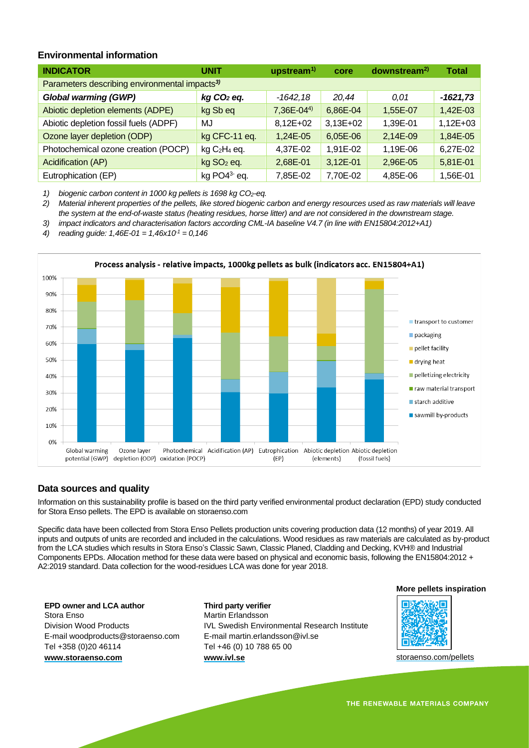## Environmental information

| INDICATOR | UNIT | upstream[1] | core | downstream[2] | Total |
|---|---|---|---|---|---|
| Parameters describing environmental impacts[3] | | | | | |
| ***Global warming (GWP)*** | ***kg $CO_2$ eq.*** | *-1642,18* | *20,44* | *0,01* | ***-1621,73*** |
| Abiotic depletion elements (ADPE) | kg Sb eq | 7,36E-04[4] | 6,86E-04 | 1,55E-07 | 1,42E-03 |
| Abiotic depletion fossil fuels (ADPF) | MJ | 8,12E+02 | 3,13E+02 | 1,39E-01 | 1,12E+03 |
| Ozone layer depletion (ODP) | kg CFC-11 eq. | 1,24E-05 | 6,05E-06 | 2,14E-09 | 1,84E-05 |
| Photochemical ozone creation (POCP) | kg $C_2H_4$ eq. | 4,37E-02 | 1,91E-02 | 1,19E-06 | 6,27E-02 |
| Acidification (AP) | kg $SO_2$ eq. | 2,68E-01 | 3,12E-01 | 2,96E-05 | 5,81E-01 |
| Eutrophication (EP) | kg $PO4^{3-}$ eq. | 7,85E-02 | 7,70E-02 | 4,85E-06 | 1,56E-01 |

1) *biogenic carbon content in 1000 kg pellets is 1698 kg $CO_2$-eq.*
2) *Material inherent properties of the pellets, like stored biogenic carbon and energy resources used as raw materials will leave the system at the end-of-waste status (heating residues, horse litter) and are not considered in the downstream stage.*
3) *impact indicators and characterisation factors according CML-IA baseline V4.7 (in line with EN15804:2012+A1)*
4) *reading guide: 1,46E-01 = $1,46x10^{-1}$ = 0,146*

Process analysis - relative impacts, 1000kg pellets as bulk (indicators acc. EN15804+A1)

100%
90%
80%
70%
60%
50%
40%
30%
20%
10%
0%

Global warming potential (GWP)
Ozone layer depletion (ODP)
Photochemical oxidation (POCP)
Acidification (AP)
Eutrophication (EP)
Abiotic depletion (elements)
Abiotic depletion (fossil fuels)

transport to customer
packaging
pellet facility
drying heat
pelletizing electricity
raw material transport
starch additive
sawmill by-products

## Data sources and quality

Information on this sustainability profile is based on the third party verified environmental product declaration (EPD) study conducted for Stora Enso pellets. The EPD is available on storaenso.com

Specific data have been collected from Stora Enso Pellets production units covering production data (12 months) of year 2019. All inputs and outputs of units are recorded and included in the calculations. Wood residues as raw materials are calculated as by-product from the LCA studies which results in Stora Enso's Classic Sawn, Classic Planed, Cladding and Decking, KVH® and Industrial Components EPDs. Allocation method for these data were based on physical and economic basis, following the EN15804:2012 + A2:2019 standard. Data collection for the wood-residues LCA was done for year 2018.

**EPD owner and LCA author**
Stora Enso
Division Wood Products
E-mail woodproducts@storaenso.com
Tel +358 (0)20 46114
**www.storaenso.com**

**Third party verifier**
Martin Erlandsson
IVL Swedish Environmental Research Institute
E-mail martin.erlandsson@ivl.se
Tel +46 (0) 10 788 65 00
**www.ivl.se**

**More pellets inspiration**
storaenso.com/pellets

THE RENEWABLE MATERIALS COMPANY